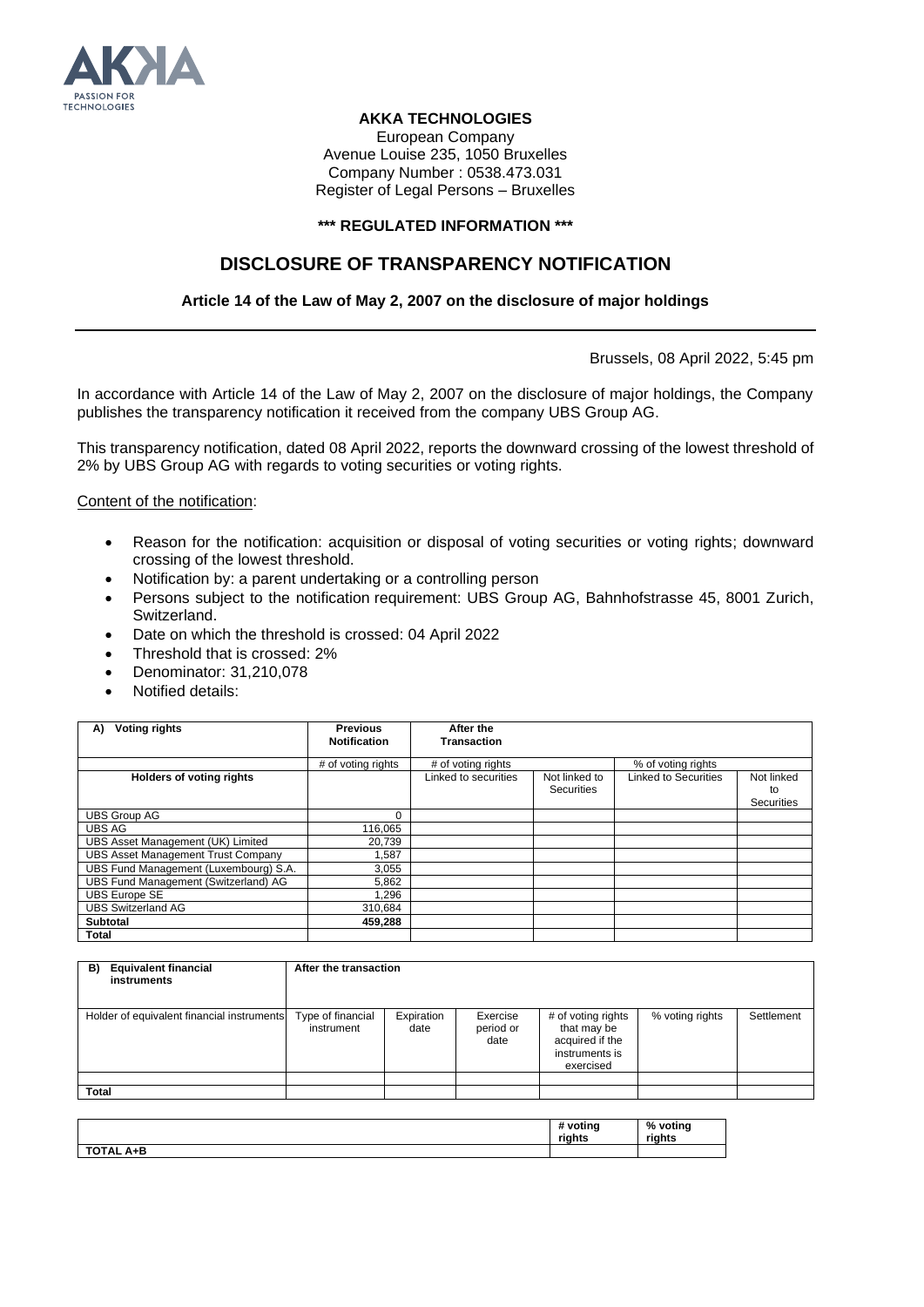**AKKA TECHNOLOGIES**

European Company
Avenue Louise 235, 1050 Bruxelles
Company Number : 0538.473.031
Register of Legal Persons – Bruxelles

**\*\*\* REGULATED INFORMATION \*\*\***

## DISCLOSURE OF TRANSPARENCY NOTIFICATION

**Article 14 of the Law of May 2, 2007 on the disclosure of major holdings**

Brussels, 08 April 2022, 5:45 pm

In accordance with Article 14 of the Law of May 2, 2007 on the disclosure of major holdings, the Company publishes the transparency notification it received from the company UBS Group AG.

This transparency notification, dated 08 April 2022, reports the downward crossing of the lowest threshold of 2% by UBS Group AG with regards to voting securities or voting rights.

Content of the notification:

- Reason for the notification: acquisition or disposal of voting securities or voting rights; downward crossing of the lowest threshold.
- Notification by: a parent undertaking or a controlling person
- Persons subject to the notification requirement: UBS Group AG, Bahnhofstrasse 45, 8001 Zurich, Switzerland.
- Date on which the threshold is crossed: 04 April 2022
- Threshold that is crossed: 2%
- Denominator: 31,210,078
- Notified details:

| A) Voting rights | Previous Notification | After the Transaction | | | |
|---|---|---|---|---|---|
| | # of voting rights | # of voting rights | | % of voting rights | |
| **Holders of voting rights** | | Linked to securities | Not linked to Securities | Linked to Securities | Not linked to Securities |
| UBS Group AG | 0 | | | | |
| UBS AG | 116,065 | | | | |
| UBS Asset Management (UK) Limited | 20,739 | | | | |
| UBS Asset Management Trust Company | 1,587 | | | | |
| UBS Fund Management (Luxembourg) S.A. | 3,055 | | | | |
| UBS Fund Management (Switzerland) AG | 5,862 | | | | |
| UBS Europe SE | 1,296 | | | | |
| UBS Switzerland AG | 310,684 | | | | |
| **Subtotal** | **459,288** | | | | |
| **Total** | | | | | |

| B) Equivalent financial instruments | After the transaction | | | | | |
|---|---|---|---|---|---|---|
| Holder of equivalent financial instruments | Type of financial instrument | Expiration date | Exercise period or date | # of voting rights that may be acquired if the instruments is exercised | % voting rights | Settlement |
| | | | | | | |
| **Total** | | | | | | |

| | # voting rights | % voting rights |
|---|---|---|
| **TOTAL A+B** | | |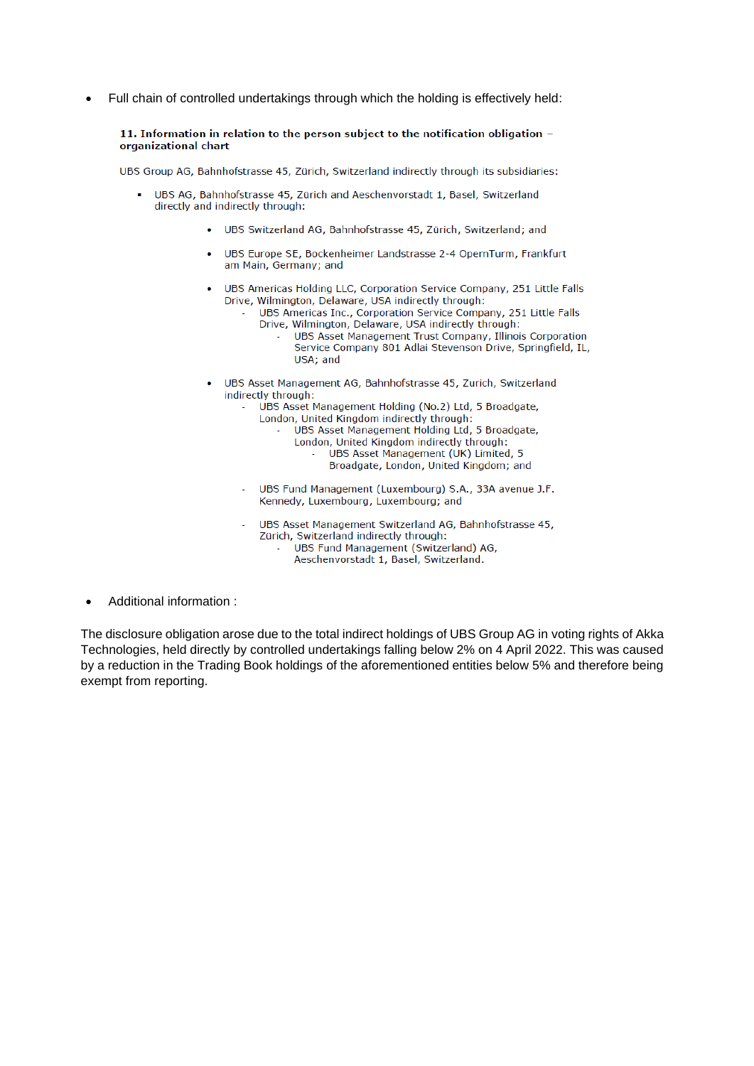- Full chain of controlled undertakings through which the holding is effectively held:

**11. Information in relation to the person subject to the notification obligation – organizational chart**

UBS Group AG, Bahnhofstrasse 45, Zürich, Switzerland indirectly through its subsidiaries:

- UBS AG, Bahnhofstrasse 45, Zürich and Aeschenvorstadt 1, Basel, Switzerland directly and indirectly through:
  - UBS Switzerland AG, Bahnhofstrasse 45, Zürich, Switzerland; and
  - UBS Europe SE, Bockenheimer Landstrasse 2-4 OpernTurm, Frankfurt am Main, Germany; and
  - UBS Americas Holding LLC, Corporation Service Company, 251 Little Falls Drive, Wilmington, Delaware, USA indirectly through:
    - UBS Americas Inc., Corporation Service Company, 251 Little Falls Drive, Wilmington, Delaware, USA indirectly through:
      - UBS Asset Management Trust Company, Illinois Corporation Service Company 801 Adlai Stevenson Drive, Springfield, IL, USA; and
  - UBS Asset Management AG, Bahnhofstrasse 45, Zurich, Switzerland indirectly through:
    - UBS Asset Management Holding (No.2) Ltd, 5 Broadgate, London, United Kingdom indirectly through:
      - UBS Asset Management Holding Ltd, 5 Broadgate, London, United Kingdom indirectly through:
        - UBS Asset Management (UK) Limited, 5 Broadgate, London, United Kingdom; and
    - UBS Fund Management (Luxembourg) S.A., 33A avenue J.F. Kennedy, Luxembourg, Luxembourg; and
    - UBS Asset Management Switzerland AG, Bahnhofstrasse 45, Zürich, Switzerland indirectly through:
      - UBS Fund Management (Switzerland) AG, Aeschenvorstadt 1, Basel, Switzerland.

- Additional information :

The disclosure obligation arose due to the total indirect holdings of UBS Group AG in voting rights of Akka Technologies, held directly by controlled undertakings falling below 2% on 4 April 2022. This was caused by a reduction in the Trading Book holdings of the aforementioned entities below 5% and therefore being exempt from reporting.